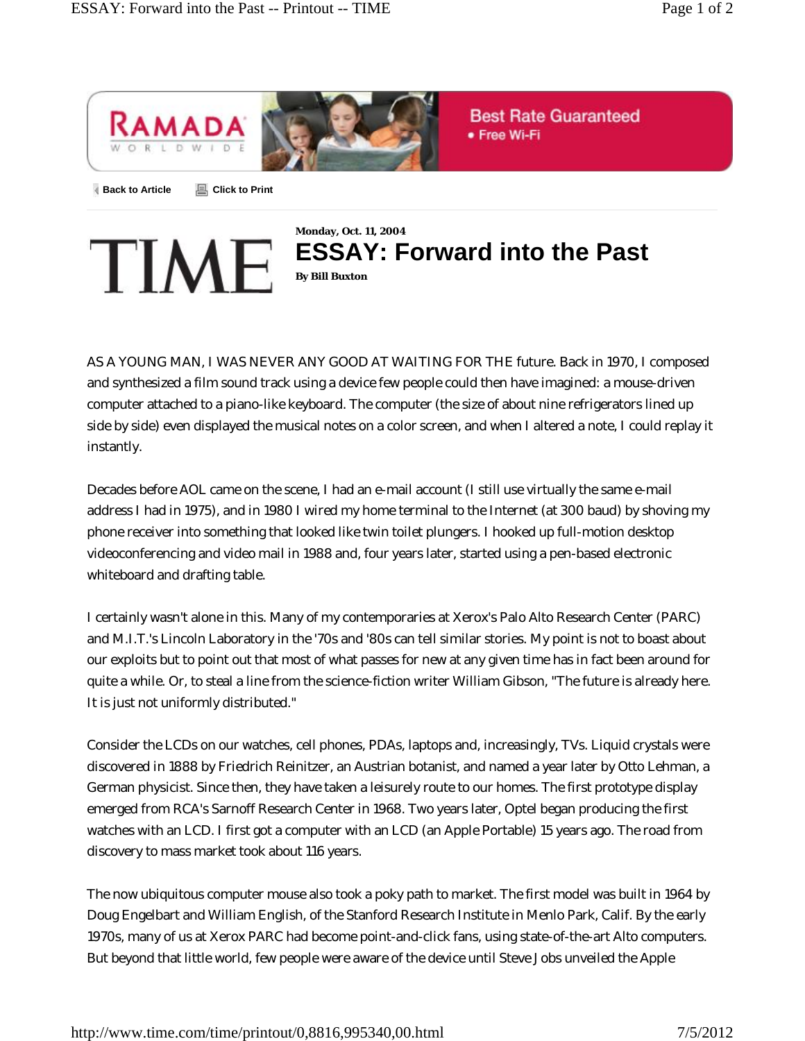Monday, Oct. 11, 2004

# ESSAY: Forward into the Past

**By Bill Buxton**

AS A YOUNG MAN, I WAS NEVER ANY GOOD AT WAITING FOR THE future. Back in 1970, I composed and synthesized a film sound track using a device few people could then have imagined: a mouse-driven computer attached to a piano-like keyboard. The computer (the size of about nine refrigerators lined up side by side) even displayed the musical notes on a color screen, and when I altered a note, I could replay it instantly.

Decades before AOL came on the scene, I had an e-mail account (I still use virtually the same e-mail address I had in 1975), and in 1980 I wired my home terminal to the Internet (at 300 baud) by shoving my phone receiver into something that looked like twin toilet plungers. I hooked up full-motion desktop videoconferencing and video mail in 1988 and, four years later, started using a pen-based electronic whiteboard and drafting table.

I certainly wasn't alone in this. Many of my contemporaries at Xerox's Palo Alto Research Center (PARC) and M.I.T.'s Lincoln Laboratory in the '70s and '80s can tell similar stories. My point is not to boast about our exploits but to point out that most of what passes for new at any given time has in fact been around for quite a while. Or, to steal a line from the science-fiction writer William Gibson, "The future is already here. It is just not uniformly distributed."

Consider the LCDs on our watches, cell phones, PDAs, laptops and, increasingly, TVs. Liquid crystals were discovered in 1888 by Friedrich Reinitzer, an Austrian botanist, and named a year later by Otto Lehman, a German physicist. Since then, they have taken a leisurely route to our homes. The first prototype display emerged from RCA's Sarnoff Research Center in 1968. Two years later, Optel began producing the first watches with an LCD. I first got a computer with an LCD (an Apple Portable) 15 years ago. The road from discovery to mass market took about 116 years.

The now ubiquitous computer mouse also took a poky path to market. The first model was built in 1964 by Doug Engelbart and William English, of the Stanford Research Institute in Menlo Park, Calif. By the early 1970s, many of us at Xerox PARC had become point-and-click fans, using state-of-the-art Alto computers. But beyond that little world, few people were aware of the device until Steve Jobs unveiled the Apple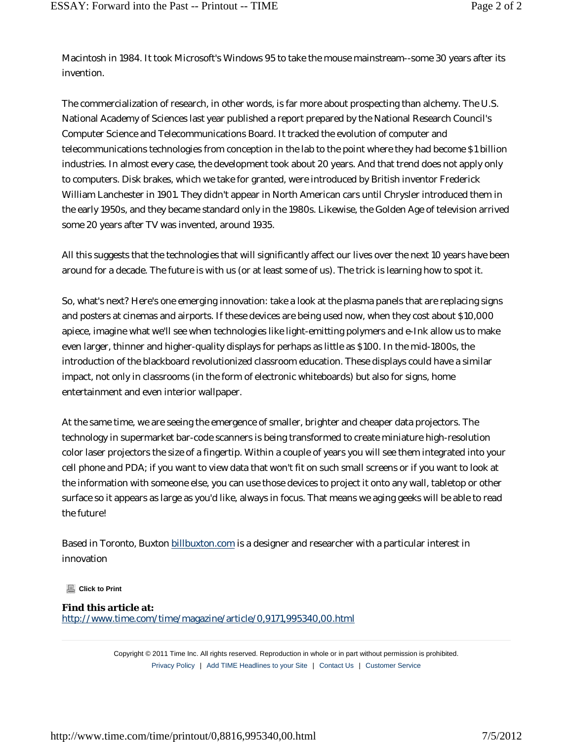Macintosh in 1984. It took Microsoft's Windows 95 to take the mouse mainstream--some 30 years after its invention.

The commercialization of research, in other words, is far more about prospecting than alchemy. The U.S. National Academy of Sciences last year published a report prepared by the National Research Council's Computer Science and Telecommunications Board. It tracked the evolution of computer and telecommunications technologies from conception in the lab to the point where they had become $1 billion industries. In almost every case, the development took about 20 years. And that trend does not apply only to computers. Disk brakes, which we take for granted, were introduced by British inventor Frederick William Lanchester in 1901. They didn't appear in North American cars until Chrysler introduced them in the early 1950s, and they became standard only in the 1980s. Likewise, the Golden Age of television arrived some 20 years after TV was invented, around 1935.

All this suggests that the technologies that will significantly affect our lives over the next 10 years have been around for a decade. The future is with us (or at least some of us). The trick is learning how to spot it.

So, what's next? Here's one emerging innovation: take a look at the plasma panels that are replacing signs and posters at cinemas and airports. If these devices are being used now, when they cost about $10,000 apiece, imagine what we'll see when technologies like light-emitting polymers and e-Ink allow us to make even larger, thinner and higher-quality displays for perhaps as little as $100. In the mid-1800s, the introduction of the blackboard revolutionized classroom education. These displays could have a similar impact, not only in classrooms (in the form of electronic whiteboards) but also for signs, home entertainment and even interior wallpaper.

At the same time, we are seeing the emergence of smaller, brighter and cheaper data projectors. The technology in supermarket bar-code scanners is being transformed to create miniature high-resolution color laser projectors the size of a fingertip. Within a couple of years you will see them integrated into your cell phone and PDA; if you want to view data that won't fit on such small screens or if you want to look at the information with someone else, you can use those devices to project it onto any wall, tabletop or other surface so it appears as large as you'd like, always in focus. That means we aging geeks will be able to read the future!

Based in Toronto, Buxton billbuxton.com is a designer and researcher with a particular interest in innovation

Click to Print

**Find this article at:**
http://www.time.com/time/magazine/article/0,9171,995340,00.html

Copyright © 2011 Time Inc. All rights reserved. Reproduction in whole or in part without permission is prohibited.
Privacy Policy | Add TIME Headlines to your Site | Contact Us | Customer Service